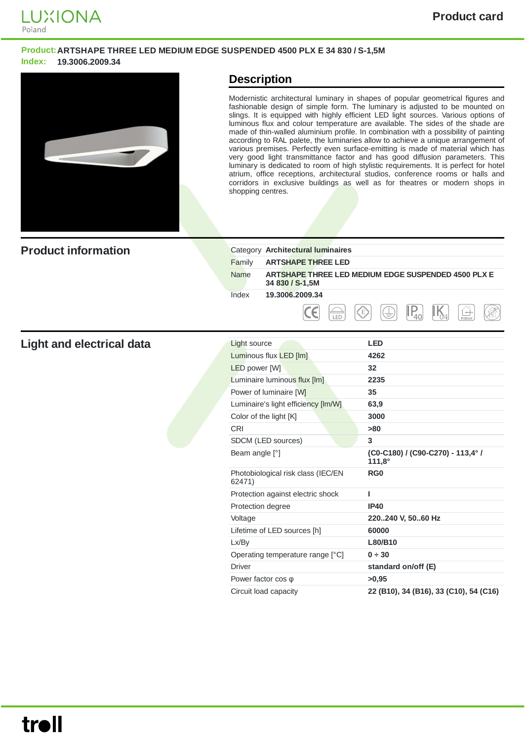**Product:** ARTSHAPE THREE LED MEDIUM EDGE SUSPENDED 4500 PLX E 34 830 / S-1,5M
**Index:** 19.3006.2009.34

## Description

Modernistic architectural luminary in shapes of popular geometrical figures and fashionable design of simple form. The luminary is adjusted to be mounted on slings. It is equipped with highly efficient LED light sources. Various options of luminous flux and colour temperature are available. The sides of the shade are made of thin-walled aluminium profile. In combination with a possibility of painting according to RAL palete, the luminaires allow to achieve a unique arrangement of various premises. Perfectly even surface-emitting is made of material which has very good light transmittance factor and has good diffusion parameters. This luminary is dedicated to room of high stylistic requirements. It is perfect for hotel atrium, office receptions, architectural studios, conference rooms or halls and corridors in exclusive buildings as well as for theatres or modern shops in shopping centres.

## Product information

| | |
|---|---|
| Category | **Architectural luminaires** |
| Family | **ARTSHAPE THREE LED** |
| Name | **ARTSHAPE THREE LED MEDIUM EDGE SUSPENDED 4500 PLX E 34 830 / S-1,5M** |
| Index | **19.3006.2009.34** |

## Light and electrical data

| | |
|---|---|
| Light source | **LED** |
| Luminous flux LED [lm] | **4262** |
| LED power [W] | **32** |
| Luminaire luminous flux [lm] | **2235** |
| Power of luminaire [W] | **35** |
| Luminaire's light efficiency [lm/W] | **63,9** |
| Color of the light [K] | **3000** |
| CRI | **>80** |
| SDCM (LED sources) | **3** |
| Beam angle [°] | **(C0-C180) / (C90-C270) - 113,4° / 111,8°** |
| Photobiological risk class (IEC/EN 62471) | **RG0** |
| Protection against electric shock | **I** |
| Protection degree | **IP40** |
| Voltage | **220..240 V, 50..60 Hz** |
| Lifetime of LED sources [h] | **60000** |
| Lx/By | **L80/B10** |
| Operating temperature range [°C] | **0 ÷ 30** |
| Driver | **standard on/off (E)** |
| Power factor cos φ | **>0,95** |
| Circuit load capacity | **22 (B10), 34 (B16), 33 (C10), 54 (C16)** |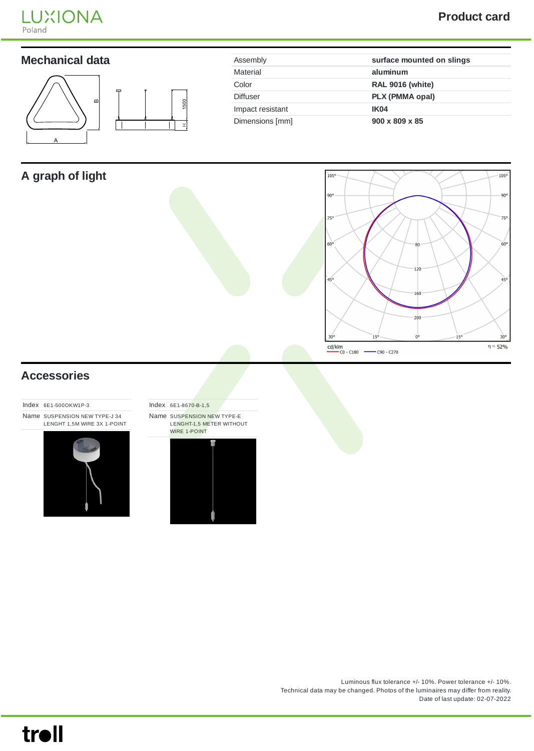## Mechanical data

A

B

1500

H

| | |
|---|---|
| Assembly | **surface mounted on slings** |
| Material | **aluminum** |
| Color | **RAL 9016 (white)** |
| Diffuser | **PLX (PMMA opal)** |
| Impact resistant | **IK04** |
| Dimensions [mm] | **900 x 809 x 85** |

## A graph of light

105° 105°
90° 90°
75° 75°
60° 60°
45° 45°
30° 15° 0° 15° 30°
80
120
160
200
cd/klm
C0 - C180
C90 - C270
η = 52%

## Accessories

| | |
|---|---|
| Index | 6E1-500OKW1P-3 |
| Name | SUSPENSION NEW TYPE-J 34 LENGHT 1,5M WIRE 3X 1-POINT |

| | |
|---|---|
| Index | 6E1-8670-B-1,5 |
| Name | SUSPENSION NEW TYPE-E LENGHT-1,5 METER WITHOUT WIRE 1-POINT |

Luminous flux tolerance +/- 10%. Power tolerance +/- 10%.
Technical data may be changed. Photos of the luminaires may differ from reality.
Date of last update: 02-07-2022